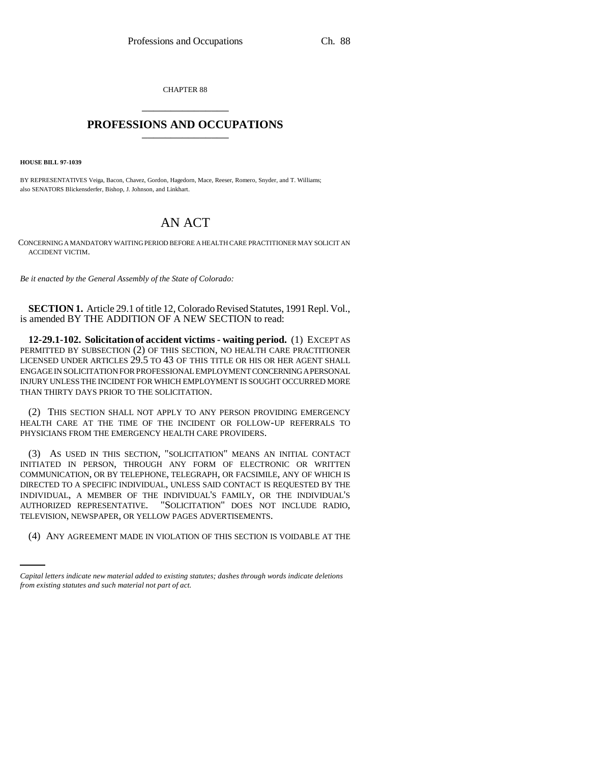CHAPTER 88

# PROFESSIONS AND OCCUPATIONS

**HOUSE BILL 97-1039**

BY REPRESENTATIVES Veiga, Bacon, Chavez, Gordon, Hagedorn, Mace, Reeser, Romero, Snyder, and T. Williams; also SENATORS Blickensderfer, Bishop, J. Johnson, and Linkhart.

# AN ACT

CONCERNING A MANDATORY WAITING PERIOD BEFORE A HEALTH CARE PRACTITIONER MAY SOLICIT AN ACCIDENT VICTIM.

*Be it enacted by the General Assembly of the State of Colorado:*

**SECTION 1.** Article 29.1 of title 12, Colorado Revised Statutes, 1991 Repl. Vol., is amended BY THE ADDITION OF A NEW SECTION to read:

**12-29.1-102. Solicitation of accident victims - waiting period.** (1) EXCEPT AS PERMITTED BY SUBSECTION (2) OF THIS SECTION, NO HEALTH CARE PRACTITIONER LICENSED UNDER ARTICLES 29.5 TO 43 OF THIS TITLE OR HIS OR HER AGENT SHALL ENGAGE IN SOLICITATION FOR PROFESSIONAL EMPLOYMENT CONCERNING A PERSONAL INJURY UNLESS THE INCIDENT FOR WHICH EMPLOYMENT IS SOUGHT OCCURRED MORE THAN THIRTY DAYS PRIOR TO THE SOLICITATION.

(2) THIS SECTION SHALL NOT APPLY TO ANY PERSON PROVIDING EMERGENCY HEALTH CARE AT THE TIME OF THE INCIDENT OR FOLLOW-UP REFERRALS TO PHYSICIANS FROM THE EMERGENCY HEALTH CARE PROVIDERS.

(3) AS USED IN THIS SECTION, "SOLICITATION" MEANS AN INITIAL CONTACT INITIATED IN PERSON, THROUGH ANY FORM OF ELECTRONIC OR WRITTEN COMMUNICATION, OR BY TELEPHONE, TELEGRAPH, OR FACSIMILE, ANY OF WHICH IS DIRECTED TO A SPECIFIC INDIVIDUAL, UNLESS SAID CONTACT IS REQUESTED BY THE INDIVIDUAL, A MEMBER OF THE INDIVIDUAL'S FAMILY, OR THE INDIVIDUAL'S AUTHORIZED REPRESENTATIVE. "SOLICITATION" DOES NOT INCLUDE RADIO, TELEVISION, NEWSPAPER, OR YELLOW PAGES ADVERTISEMENTS.

(4) ANY AGREEMENT MADE IN VIOLATION OF THIS SECTION IS VOIDABLE AT THE

*Capital letters indicate new material added to existing statutes; dashes through words indicate deletions from existing statutes and such material not part of act.*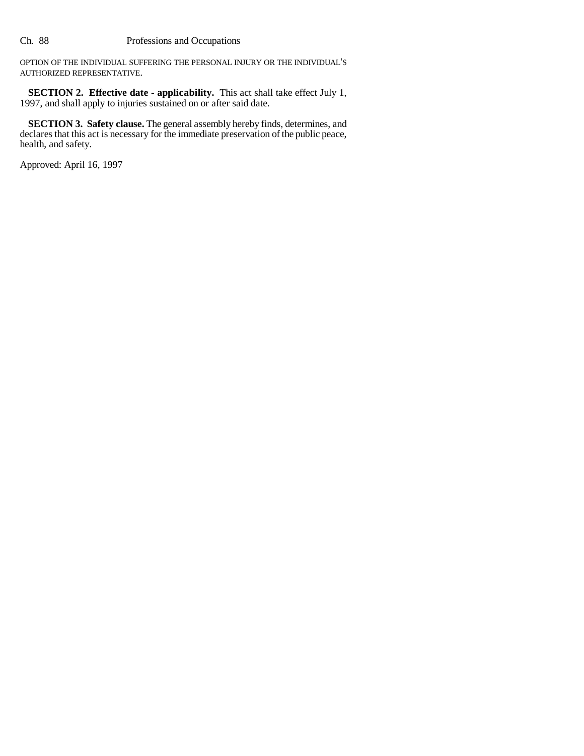OPTION OF THE INDIVIDUAL SUFFERING THE PERSONAL INJURY OR THE INDIVIDUAL'S AUTHORIZED REPRESENTATIVE.

**SECTION 2. Effective date - applicability.** This act shall take effect July 1, 1997, and shall apply to injuries sustained on or after said date.

**SECTION 3. Safety clause.** The general assembly hereby finds, determines, and declares that this act is necessary for the immediate preservation of the public peace, health, and safety.

Approved: April 16, 1997